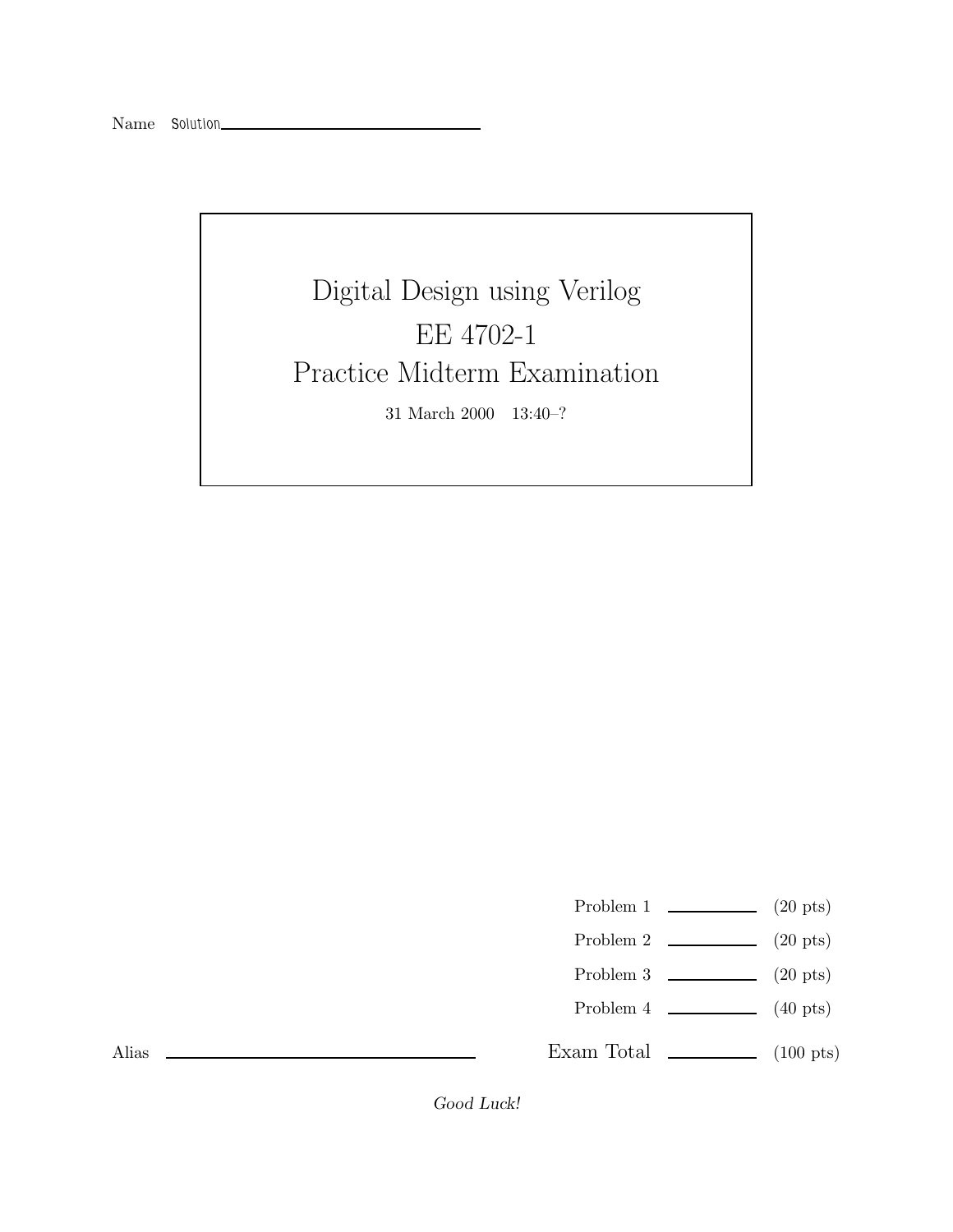Name Solution

# Digital Design using Verilog

# EE 4702-1

# Practice Midterm Examination

31 March 2000 13:40–?

| | | |
|---|---|---|
| Problem 1 | | (20 pts) |
| Problem 2 | | (20 pts) |
| Problem 3 | | (20 pts) |
| Problem 4 | | (40 pts) |
| Exam Total | | (100 pts) |

Alias

*Good Luck!*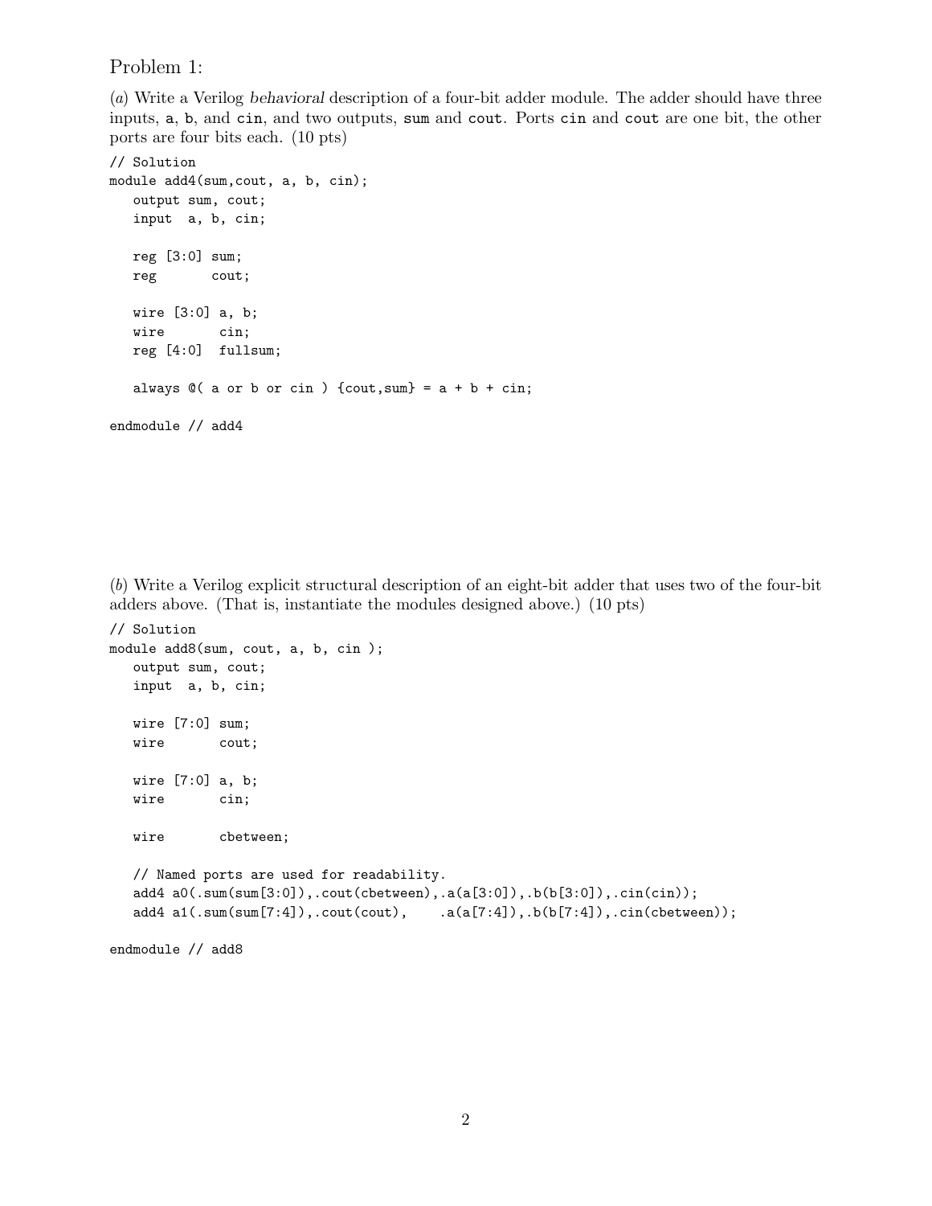## Problem 1:

(*a*) Write a Verilog *behavioral* description of a four-bit adder module. The adder should have three inputs, `a`, `b`, and `cin`, and two outputs, `sum` and `cout`. Ports `cin` and `cout` are one bit, the other ports are four bits each. (10 pts)

```
// Solution
module add4(sum,cout, a, b, cin);
   output sum, cout;
   input  a, b, cin;

   reg [3:0] sum;
   reg       cout;

   wire [3:0] a, b;
   wire       cin;
   reg [4:0]  fullsum;

   always @( a or b or cin ) {cout,sum} = a + b + cin;

endmodule // add4
```

(*b*) Write a Verilog explicit structural description of an eight-bit adder that uses two of the four-bit adders above. (That is, instantiate the modules designed above.) (10 pts)

```
// Solution
module add8(sum, cout, a, b, cin );
   output sum, cout;
   input  a, b, cin;

   wire [7:0] sum;
   wire       cout;

   wire [7:0] a, b;
   wire       cin;

   wire       cbetween;

   // Named ports are used for readability.
   add4 a0(.sum(sum[3:0]),.cout(cbetween),.a(a[3:0]),.b(b[3:0]),.cin(cin));
   add4 a1(.sum(sum[7:4]),.cout(cout),    .a(a[7:4]),.b(b[7:4]),.cin(cbetween));

endmodule // add8
```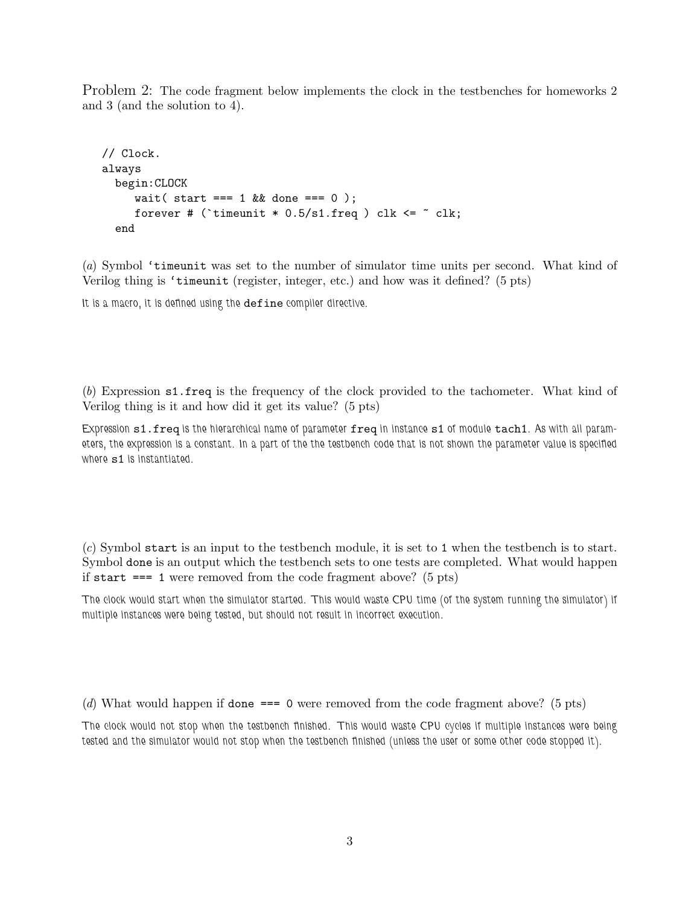Problem 2: The code fragment below implements the clock in the testbenches for homeworks 2 and 3 (and the solution to 4).

```
// Clock.
always
  begin:CLOCK
     wait( start === 1 && done === 0 );
     forever # (`timeunit * 0.5/s1.freq ) clk <= ~ clk;
  end
```

(*a*) Symbol `'timeunit` was set to the number of simulator time units per second. What kind of Verilog thing is `'timeunit` (register, integer, etc.) and how was it defined? (5 pts)

It is a macro, it is defined using the `define` compiler directive.

(*b*) Expression `s1.freq` is the frequency of the clock provided to the tachometer. What kind of Verilog thing is it and how did it get its value? (5 pts)

Expression `s1.freq` is the hierarchical name of parameter `freq` in instance `s1` of module `tach1`. As with all parameters, the expression is a constant. In a part of the the testbench code that is not shown the parameter value is specified where `s1` is instantiated.

(*c*) Symbol `start` is an input to the testbench module, it is set to `1` when the testbench is to start. Symbol `done` is an output which the testbench sets to one tests are completed. What would happen if `start === 1` were removed from the code fragment above? (5 pts)

The clock would start when the simulator started. This would waste CPU time (of the system running the simulator) if multiple instances were being tested, but should not result in incorrect execution.

(*d*) What would happen if `done === 0` were removed from the code fragment above? (5 pts)

The clock would not stop when the testbench finished. This would waste CPU cycles if multiple instances were being tested and the simulator would not stop when the testbench finished (unless the user or some other code stopped it).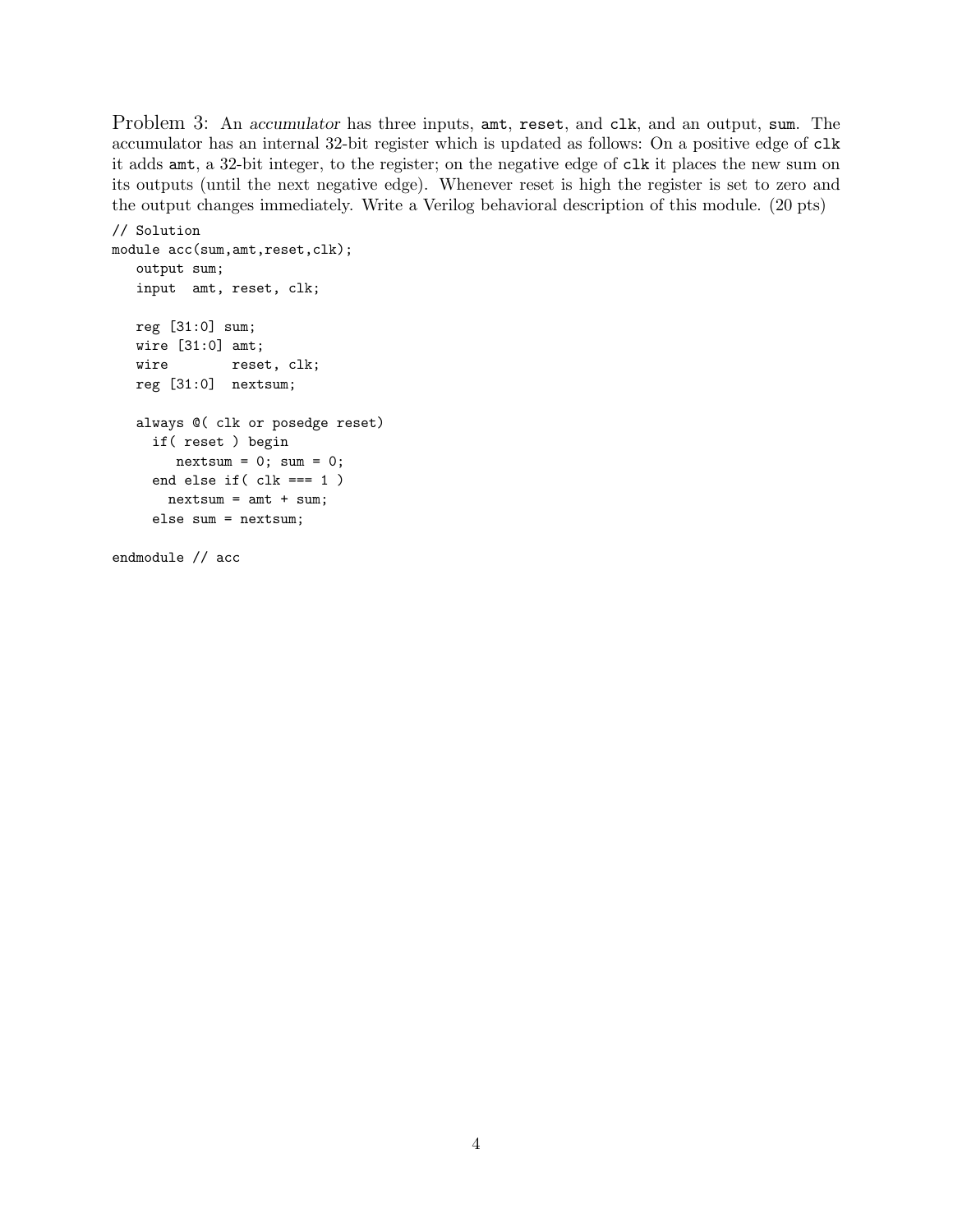Problem 3: An *accumulator* has three inputs, `amt`, `reset`, and `clk`, and an output, `sum`. The accumulator has an internal 32-bit register which is updated as follows: On a positive edge of `clk` it adds `amt`, a 32-bit integer, to the register; on the negative edge of `clk` it places the new sum on its outputs (until the next negative edge). Whenever reset is high the register is set to zero and the output changes immediately. Write a Verilog behavioral description of this module. (20 pts)

```
// Solution
module acc(sum,amt,reset,clk);
   output sum;
   input  amt, reset, clk;

   reg [31:0] sum;
   wire [31:0] amt;
   wire        reset, clk;
   reg [31:0]  nextsum;

   always @( clk or posedge reset)
     if( reset ) begin
        nextsum = 0; sum = 0;
     end else if( clk === 1 )
       nextsum = amt + sum;
     else sum = nextsum;

endmodule // acc
```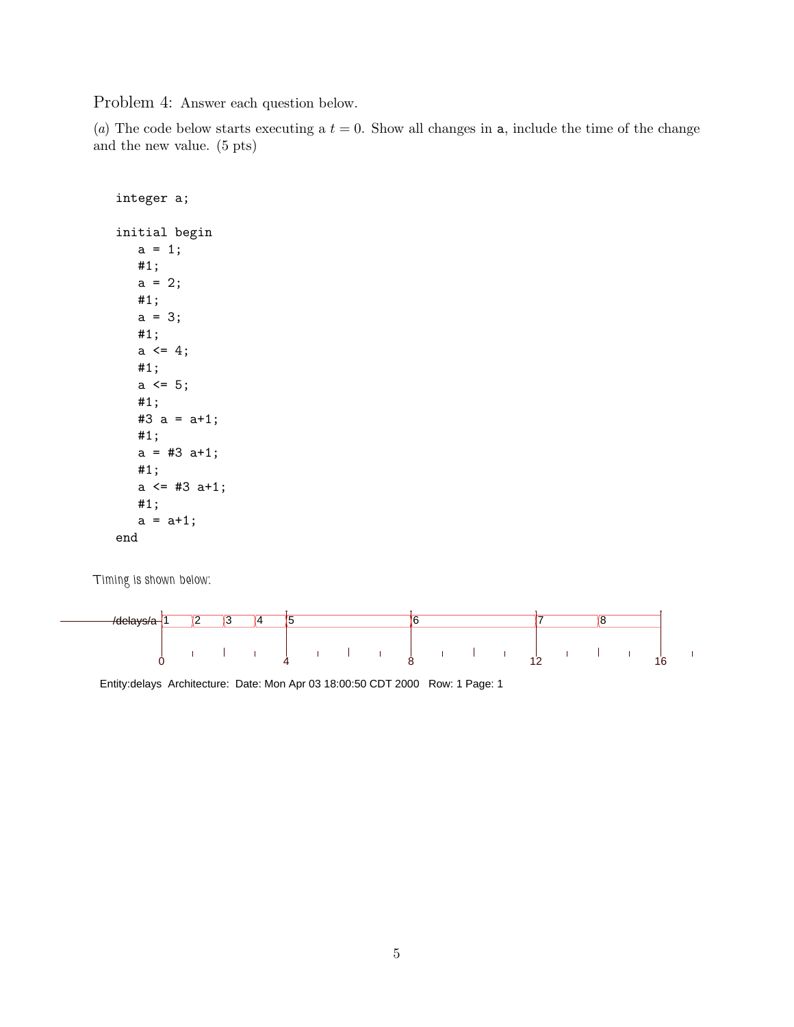Problem 4: Answer each question below.

($a$) The code below starts executing a $t = 0$. Show all changes in `a`, include the time of the change and the new value. (5 pts)

```
integer a;

initial begin
   a = 1;
   #1;
   a = 2;
   #1;
   a = 3;
   #1;
   a <= 4;
   #1;
   a <= 5;
   #1;
   #3 a = a+1;
   #1;
   a = #3 a+1;
   #1;
   a <= #3 a+1;
   #1;
   a = a+1;
end
```

*Timing is shown below:*

```
/delays/a  1 | 2 | 3 | 4 | 5 | 6 | 7 | 8
           0             4         8         12        16
```

| Time | 0 | 1 | 2 | 3 | 4 | 8 | 12 | 14 |
|---|---|---|---|---|---|---|---|---|
| a | 1 | 2 | 3 | 4 | 5 | 6 | 7 | 8 |

Entity:delays Architecture: Date: Mon Apr 03 18:00:50 CDT 2000 Row: 1 Page: 1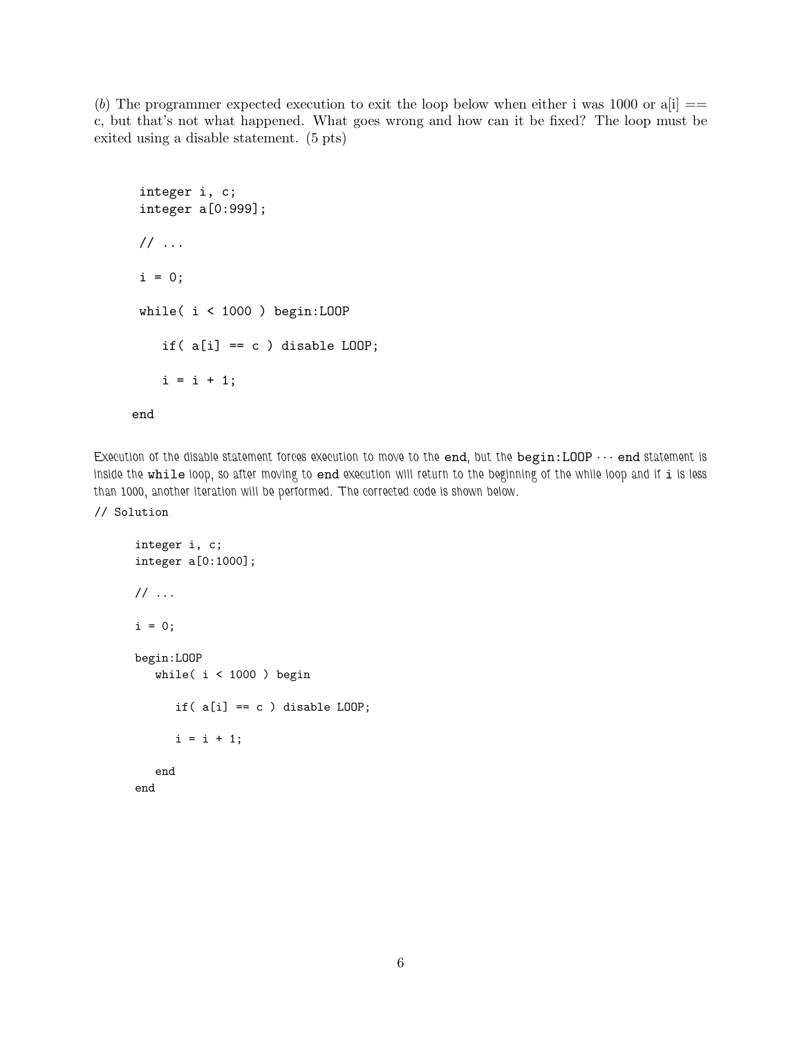(*b*) The programmer expected execution to exit the loop below when either i was 1000 or a[i] == c, but that's not what happened. What goes wrong and how can it be fixed? The loop must be exited using a disable statement. (5 pts)

```
integer i, c;
integer a[0:999];

// ...

i = 0;

while( i < 1000 ) begin:LOOP

   if( a[i] == c ) disable LOOP;

   i = i + 1;

end
```

Execution of the disable statement forces execution to move to the **end**, but the **begin:LOOP** $\cdots$ **end** statement is inside the **while** loop, so after moving to **end** execution will return to the beginning of the while loop and if **i** is less than 1000, another iteration will be performed. The corrected code is shown below.

```
// Solution

integer i, c;
integer a[0:1000];

// ...

i = 0;

begin:LOOP
   while( i < 1000 ) begin

      if( a[i] == c ) disable LOOP;

      i = i + 1;

   end
end
```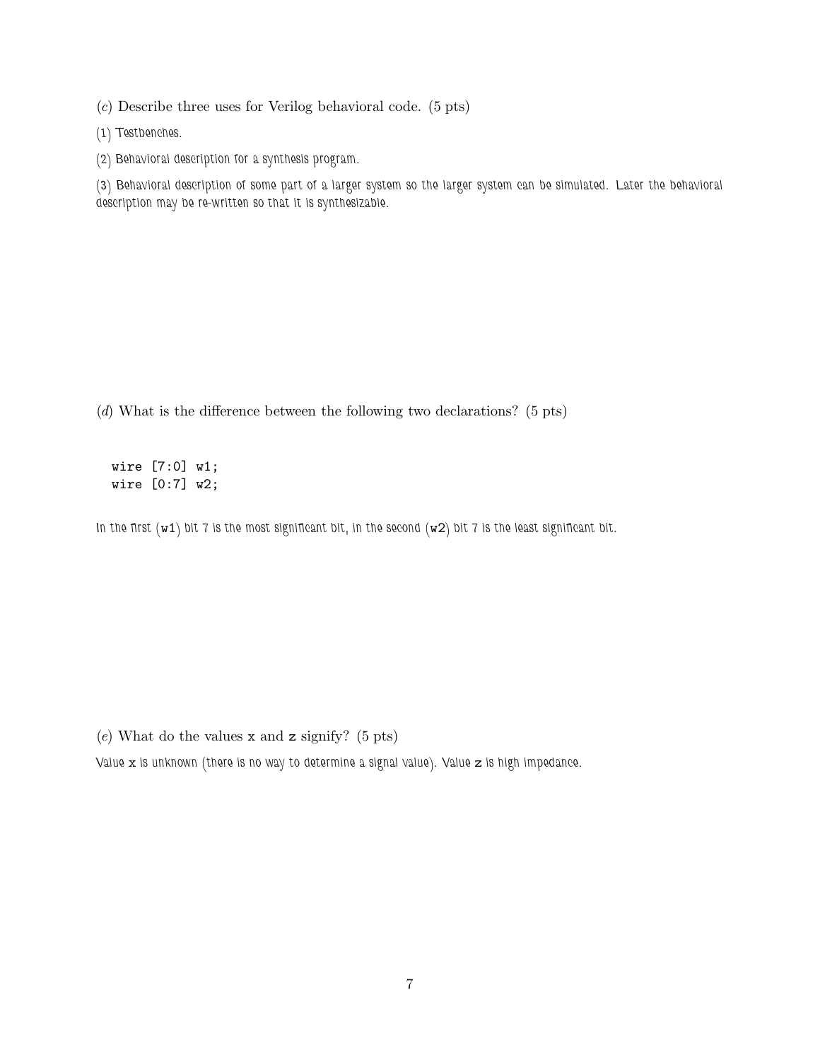(*c*) Describe three uses for Verilog behavioral code. (5 pts)

(1) Testbenches.

(2) Behavioral description for a synthesis program.

(3) Behavioral description of some part of a larger system so the larger system can be simulated. Later the behavioral description may be re-written so that it is synthesizable.

(*d*) What is the difference between the following two declarations? (5 pts)

```
wire [7:0] w1;
wire [0:7] w2;
```

In the first (`w1`) bit 7 is the most significant bit, in the second (`w2`) bit 7 is the least significant bit.

(*e*) What do the values `x` and `z` signify? (5 pts)

Value `x` is unknown (there is no way to determine a signal value). Value `z` is high impedance.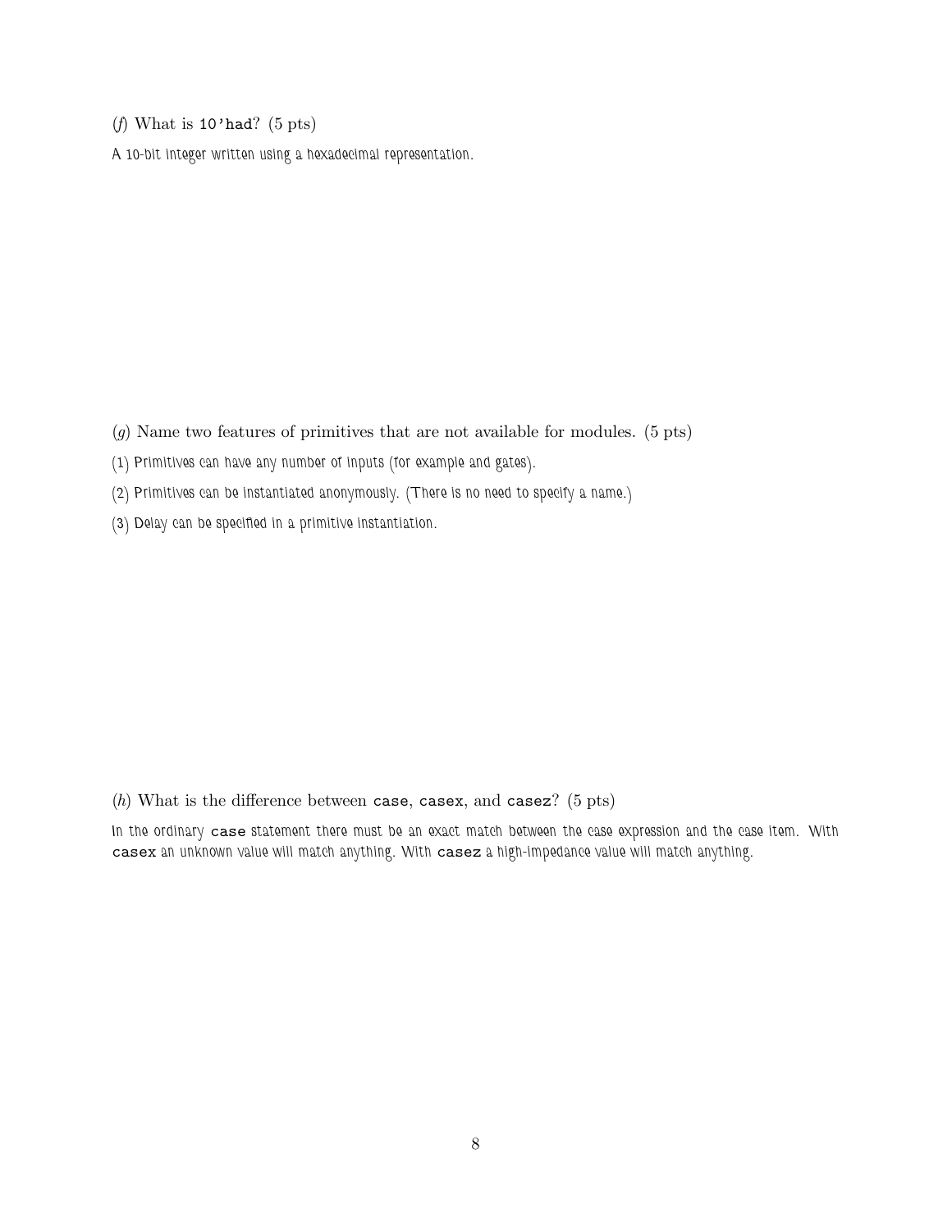(*f*) What is `10'had`? (5 pts)

A 10-bit integer written using a hexadecimal representation.

(*g*) Name two features of primitives that are not available for modules. (5 pts)

(1) Primitives can have any number of inputs (for example and gates).

(2) Primitives can be instantiated anonymously. (There is no need to specify a name.)

(3) Delay can be specified in a primitive instantiation.

(*h*) What is the difference between `case`, `casex`, and `casez`? (5 pts)

In the ordinary `case` statement there must be an exact match between the case expression and the case item. With `casex` an unknown value will match anything. With `casez` a high-impedance value will match anything.